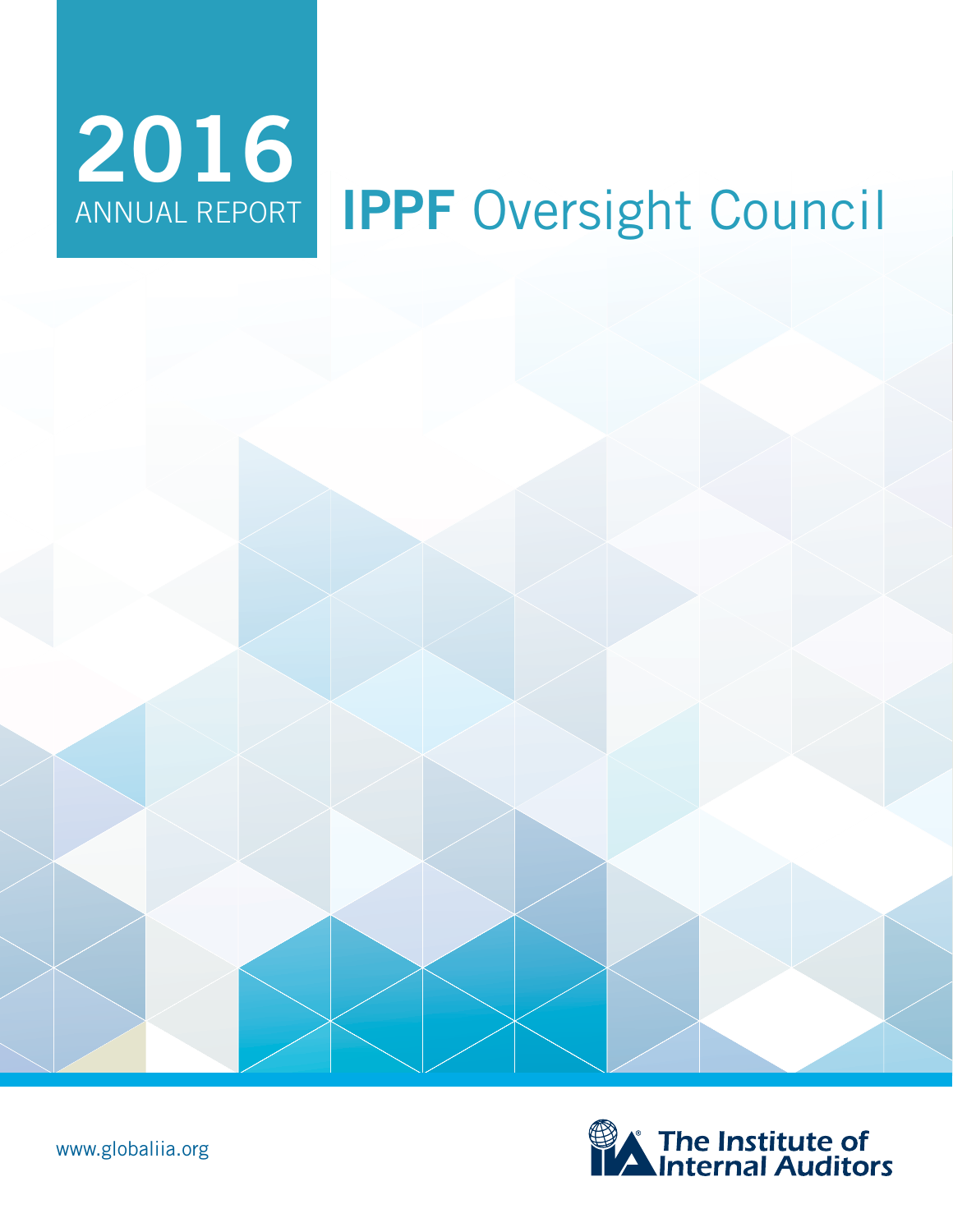# 2016 ANNUAL REPORT

# IPPF Oversight Council

www.globaliia.org

The Institute of Internal Auditors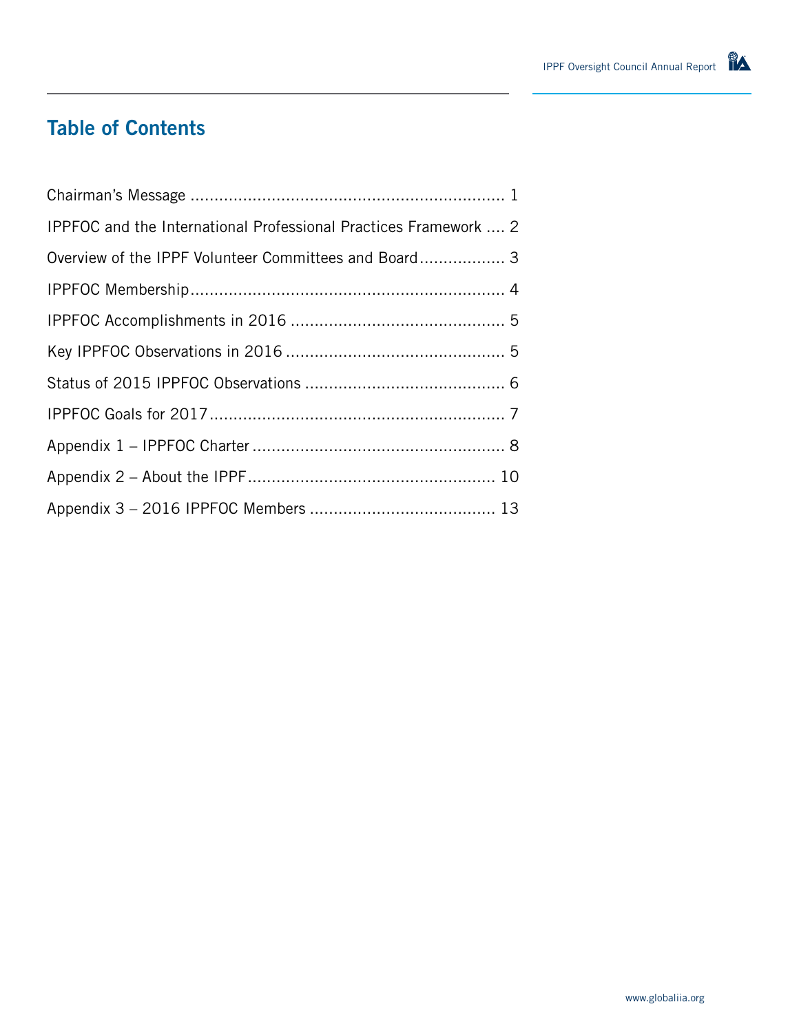# Table of Contents

Chairman's Message ................................................................ 1

IPPFOC and the International Professional Practices Framework .... 2

Overview of the IPPF Volunteer Committees and Board.................. 3

IPPFOC Membership................................................................ 4

IPPFOC Accomplishments in 2016 ............................................ 5

Key IPPFOC Observations in 2016 ............................................. 5

Status of 2015 IPPFOC Observations ......................................... 6

IPPFOC Goals for 2017............................................................ 7

Appendix 1 – IPPFOC Charter.................................................... 8

Appendix 2 – About the IPPF.................................................... 10

Appendix 3 – 2016 IPPFOC Members ...................................... 13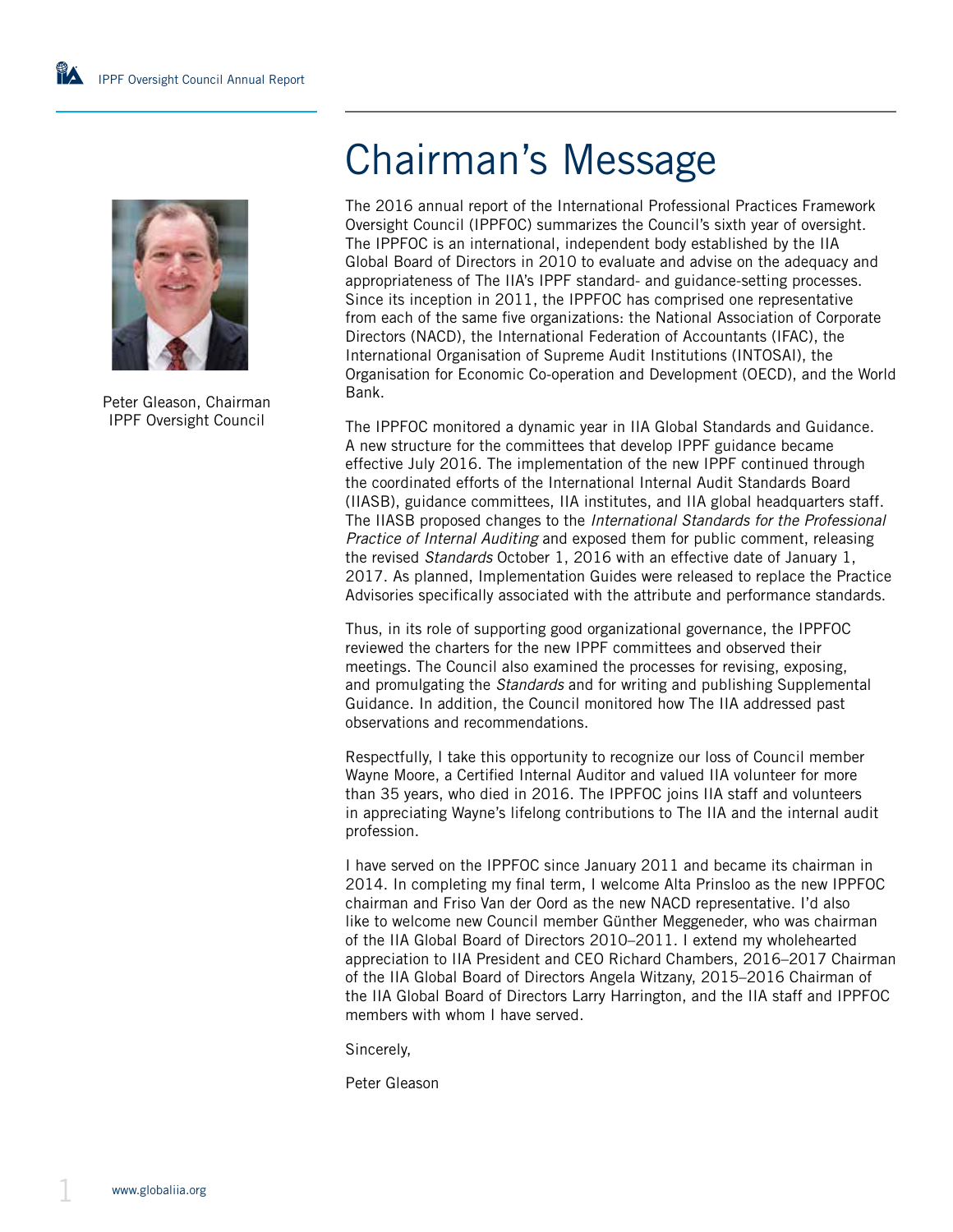# Chairman's Message

Peter Gleason, Chairman
IPPF Oversight Council

The 2016 annual report of the International Professional Practices Framework Oversight Council (IPPFOC) summarizes the Council's sixth year of oversight. The IPPFOC is an international, independent body established by the IIA Global Board of Directors in 2010 to evaluate and advise on the adequacy and appropriateness of The IIA's IPPF standard- and guidance-setting processes. Since its inception in 2011, the IPPFOC has comprised one representative from each of the same five organizations: the National Association of Corporate Directors (NACD), the International Federation of Accountants (IFAC), the International Organisation of Supreme Audit Institutions (INTOSAI), the Organisation for Economic Co-operation and Development (OECD), and the World Bank.

The IPPFOC monitored a dynamic year in IIA Global Standards and Guidance. A new structure for the committees that develop IPPF guidance became effective July 2016. The implementation of the new IPPF continued through the coordinated efforts of the International Internal Audit Standards Board (IIASB), guidance committees, IIA institutes, and IIA global headquarters staff. The IIASB proposed changes to the *International Standards for the Professional Practice of Internal Auditing* and exposed them for public comment, releasing the revised *Standards* October 1, 2016 with an effective date of January 1, 2017. As planned, Implementation Guides were released to replace the Practice Advisories specifically associated with the attribute and performance standards.

Thus, in its role of supporting good organizational governance, the IPPFOC reviewed the charters for the new IPPF committees and observed their meetings. The Council also examined the processes for revising, exposing, and promulgating the *Standards* and for writing and publishing Supplemental Guidance. In addition, the Council monitored how The IIA addressed past observations and recommendations.

Respectfully, I take this opportunity to recognize our loss of Council member Wayne Moore, a Certified Internal Auditor and valued IIA volunteer for more than 35 years, who died in 2016. The IPPFOC joins IIA staff and volunteers in appreciating Wayne's lifelong contributions to The IIA and the internal audit profession.

I have served on the IPPFOC since January 2011 and became its chairman in 2014. In completing my final term, I welcome Alta Prinsloo as the new IPPFOC chairman and Friso Van der Oord as the new NACD representative. I'd also like to welcome new Council member Günther Meggeneder, who was chairman of the IIA Global Board of Directors 2010–2011. I extend my wholehearted appreciation to IIA President and CEO Richard Chambers, 2016–2017 Chairman of the IIA Global Board of Directors Angela Witzany, 2015–2016 Chairman of the IIA Global Board of Directors Larry Harrington, and the IIA staff and IPPFOC members with whom I have served.

Sincerely,

Peter Gleason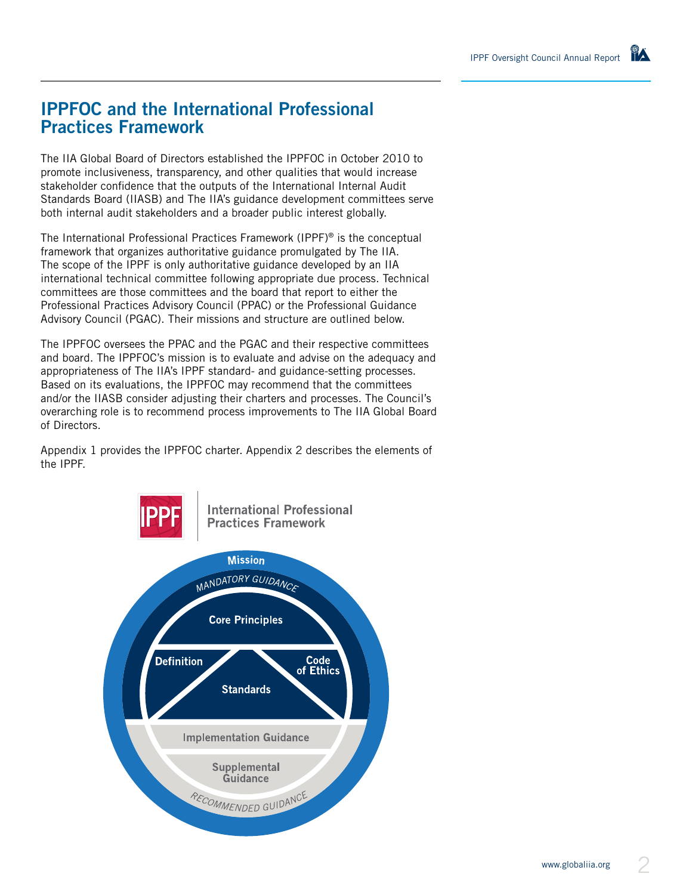## IPPFOC and the International Professional Practices Framework

The IIA Global Board of Directors established the IPPFOC in October 2010 to promote inclusiveness, transparency, and other qualities that would increase stakeholder confidence that the outputs of the International Internal Audit Standards Board (IIASB) and The IIA's guidance development committees serve both internal audit stakeholders and a broader public interest globally.

The International Professional Practices Framework (IPPF)® is the conceptual framework that organizes authoritative guidance promulgated by The IIA. The scope of the IPPF is only authoritative guidance developed by an IIA international technical committee following appropriate due process. Technical committees are those committees and the board that report to either the Professional Practices Advisory Council (PPAC) or the Professional Guidance Advisory Council (PGAC). Their missions and structure are outlined below.

The IPPFOC oversees the PPAC and the PGAC and their respective committees and board. The IPPFOC's mission is to evaluate and advise on the adequacy and appropriateness of The IIA's IPPF standard- and guidance-setting processes. Based on its evaluations, the IPPFOC may recommend that the committees and/or the IIASB consider adjusting their charters and processes. The Council's overarching role is to recommend process improvements to The IIA Global Board of Directors.

Appendix 1 provides the IPPFOC charter. Appendix 2 describes the elements of the IPPF.

IPPF International Professional Practices Framework

Mission

MANDATORY GUIDANCE

Core Principles

Definition

Standards

Code of Ethics

Implementation Guidance

Supplemental Guidance

RECOMMENDED GUIDANCE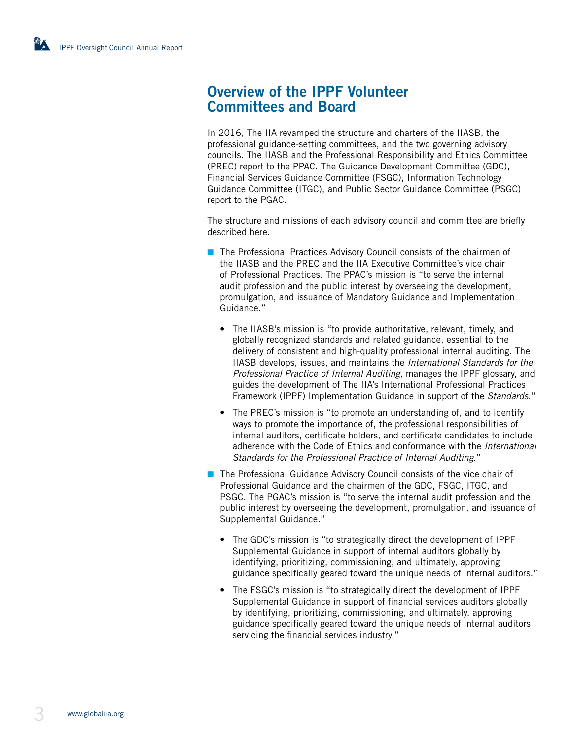## Overview of the IPPF Volunteer Committees and Board

In 2016, The IIA revamped the structure and charters of the IIASB, the professional guidance-setting committees, and the two governing advisory councils. The IIASB and the Professional Responsibility and Ethics Committee (PREC) report to the PPAC. The Guidance Development Committee (GDC), Financial Services Guidance Committee (FSGC), Information Technology Guidance Committee (ITGC), and Public Sector Guidance Committee (PSGC) report to the PGAC.

The structure and missions of each advisory council and committee are briefly described here.

- The Professional Practices Advisory Council consists of the chairmen of the IIASB and the PREC and the IIA Executive Committee's vice chair of Professional Practices. The PPAC's mission is "to serve the internal audit profession and the public interest by overseeing the development, promulgation, and issuance of Mandatory Guidance and Implementation Guidance."
  - The IIASB's mission is "to provide authoritative, relevant, timely, and globally recognized standards and related guidance, essential to the delivery of consistent and high-quality professional internal auditing. The IIASB develops, issues, and maintains the *International Standards for the Professional Practice of Internal Auditing*, manages the IPPF glossary, and guides the development of The IIA's International Professional Practices Framework (IPPF) Implementation Guidance in support of the *Standards*."
  - The PREC's mission is "to promote an understanding of, and to identify ways to promote the importance of, the professional responsibilities of internal auditors, certificate holders, and certificate candidates to include adherence with the Code of Ethics and conformance with the *International Standards for the Professional Practice of Internal Auditing*."
- The Professional Guidance Advisory Council consists of the vice chair of Professional Guidance and the chairmen of the GDC, FSGC, ITGC, and PSGC. The PGAC's mission is "to serve the internal audit profession and the public interest by overseeing the development, promulgation, and issuance of Supplemental Guidance."
  - The GDC's mission is "to strategically direct the development of IPPF Supplemental Guidance in support of internal auditors globally by identifying, prioritizing, commissioning, and ultimately, approving guidance specifically geared toward the unique needs of internal auditors."
  - The FSGC's mission is "to strategically direct the development of IPPF Supplemental Guidance in support of financial services auditors globally by identifying, prioritizing, commissioning, and ultimately, approving guidance specifically geared toward the unique needs of internal auditors servicing the financial services industry."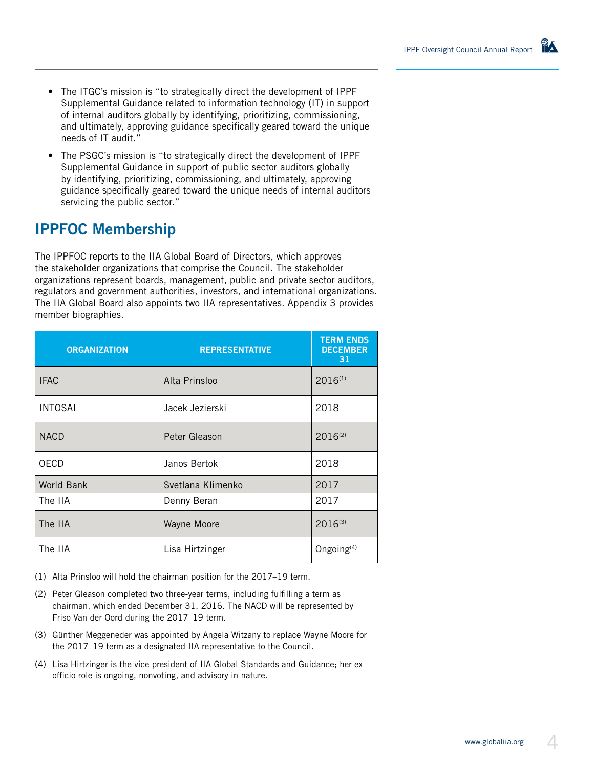- The ITGC's mission is "to strategically direct the development of IPPF Supplemental Guidance related to information technology (IT) in support of internal auditors globally by identifying, prioritizing, commissioning, and ultimately, approving guidance specifically geared toward the unique needs of IT audit."
- The PSGC's mission is "to strategically direct the development of IPPF Supplemental Guidance in support of public sector auditors globally by identifying, prioritizing, commissioning, and ultimately, approving guidance specifically geared toward the unique needs of internal auditors servicing the public sector."

## IPPFOC Membership

The IPPFOC reports to the IIA Global Board of Directors, which approves the stakeholder organizations that comprise the Council. The stakeholder organizations represent boards, management, public and private sector auditors, regulators and government authorities, investors, and international organizations. The IIA Global Board also appoints two IIA representatives. Appendix 3 provides member biographies.

| ORGANIZATION | REPRESENTATIVE | TERM ENDS DECEMBER 31 |
|---|---|---|
| IFAC | Alta Prinsloo | 2016[1] |
| INTOSAI | Jacek Jezierski | 2018 |
| NACD | Peter Gleason | 2016[2] |
| OECD | Janos Bertok | 2018 |
| World Bank | Svetlana Klimenko | 2017 |
| The IIA | Denny Beran | 2017 |
| The IIA | Wayne Moore | 2016[3] |
| The IIA | Lisa Hirtzinger | Ongoing[4] |

(1) Alta Prinsloo will hold the chairman position for the 2017–19 term.

(2) Peter Gleason completed two three-year terms, including fulfilling a term as chairman, which ended December 31, 2016. The NACD will be represented by Friso Van der Oord during the 2017–19 term.

(3) Günther Meggeneder was appointed by Angela Witzany to replace Wayne Moore for the 2017–19 term as a designated IIA representative to the Council.

(4) Lisa Hirtzinger is the vice president of IIA Global Standards and Guidance; her ex officio role is ongoing, nonvoting, and advisory in nature.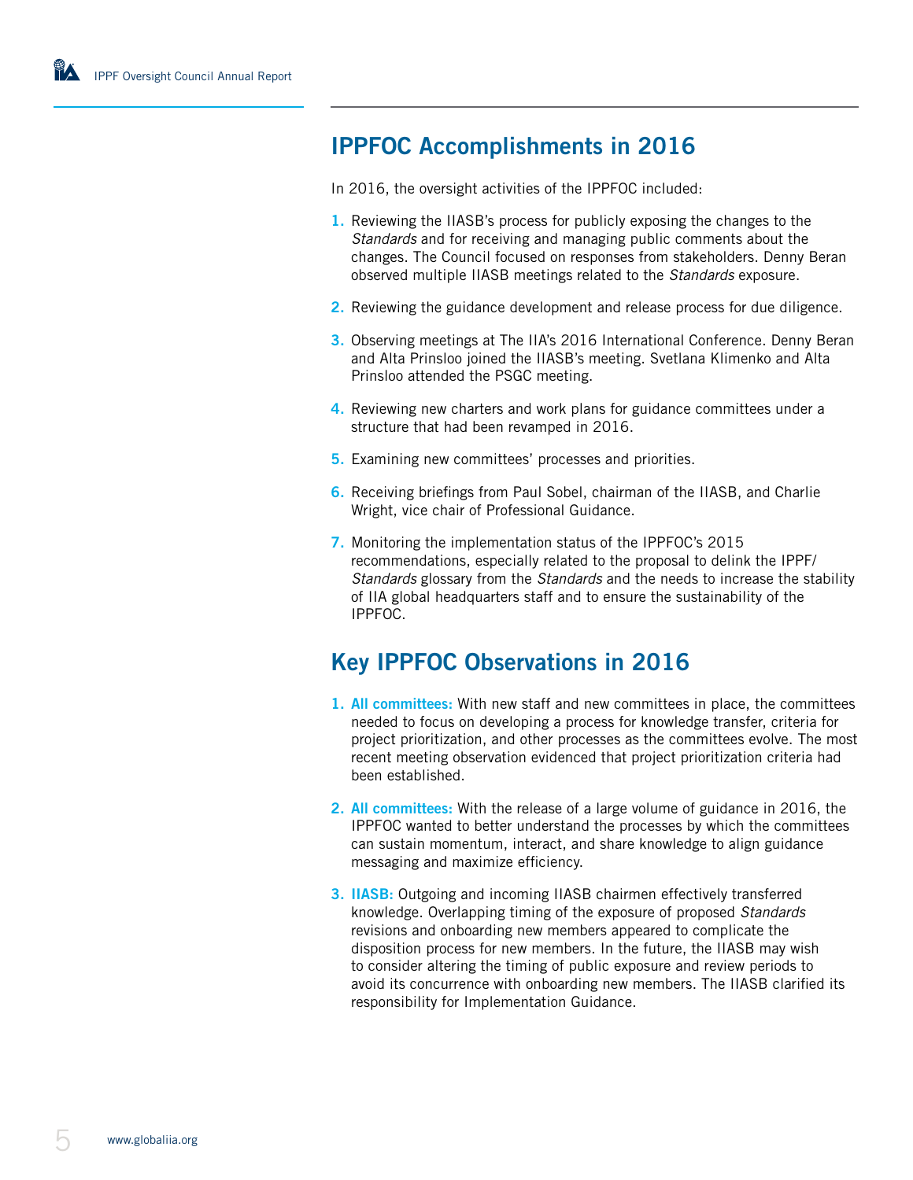## IPPFOC Accomplishments in 2016

In 2016, the oversight activities of the IPPFOC included:

1. Reviewing the IIASB's process for publicly exposing the changes to the *Standards* and for receiving and managing public comments about the changes. The Council focused on responses from stakeholders. Denny Beran observed multiple IIASB meetings related to the *Standards* exposure.
2. Reviewing the guidance development and release process for due diligence.
3. Observing meetings at The IIA's 2016 International Conference. Denny Beran and Alta Prinsloo joined the IIASB's meeting. Svetlana Klimenko and Alta Prinsloo attended the PSGC meeting.
4. Reviewing new charters and work plans for guidance committees under a structure that had been revamped in 2016.
5. Examining new committees' processes and priorities.
6. Receiving briefings from Paul Sobel, chairman of the IIASB, and Charlie Wright, vice chair of Professional Guidance.
7. Monitoring the implementation status of the IPPFOC's 2015 recommendations, especially related to the proposal to delink the IPPF/*Standards* glossary from the *Standards* and the needs to increase the stability of IIA global headquarters staff and to ensure the sustainability of the IPPFOC.

## Key IPPFOC Observations in 2016

1. **All committees:** With new staff and new committees in place, the committees needed to focus on developing a process for knowledge transfer, criteria for project prioritization, and other processes as the committees evolve. The most recent meeting observation evidenced that project prioritization criteria had been established.
2. **All committees:** With the release of a large volume of guidance in 2016, the IPPFOC wanted to better understand the processes by which the committees can sustain momentum, interact, and share knowledge to align guidance messaging and maximize efficiency.
3. **IIASB:** Outgoing and incoming IIASB chairmen effectively transferred knowledge. Overlapping timing of the exposure of proposed *Standards* revisions and onboarding new members appeared to complicate the disposition process for new members. In the future, the IIASB may wish to consider altering the timing of public exposure and review periods to avoid its concurrence with onboarding new members. The IIASB clarified its responsibility for Implementation Guidance.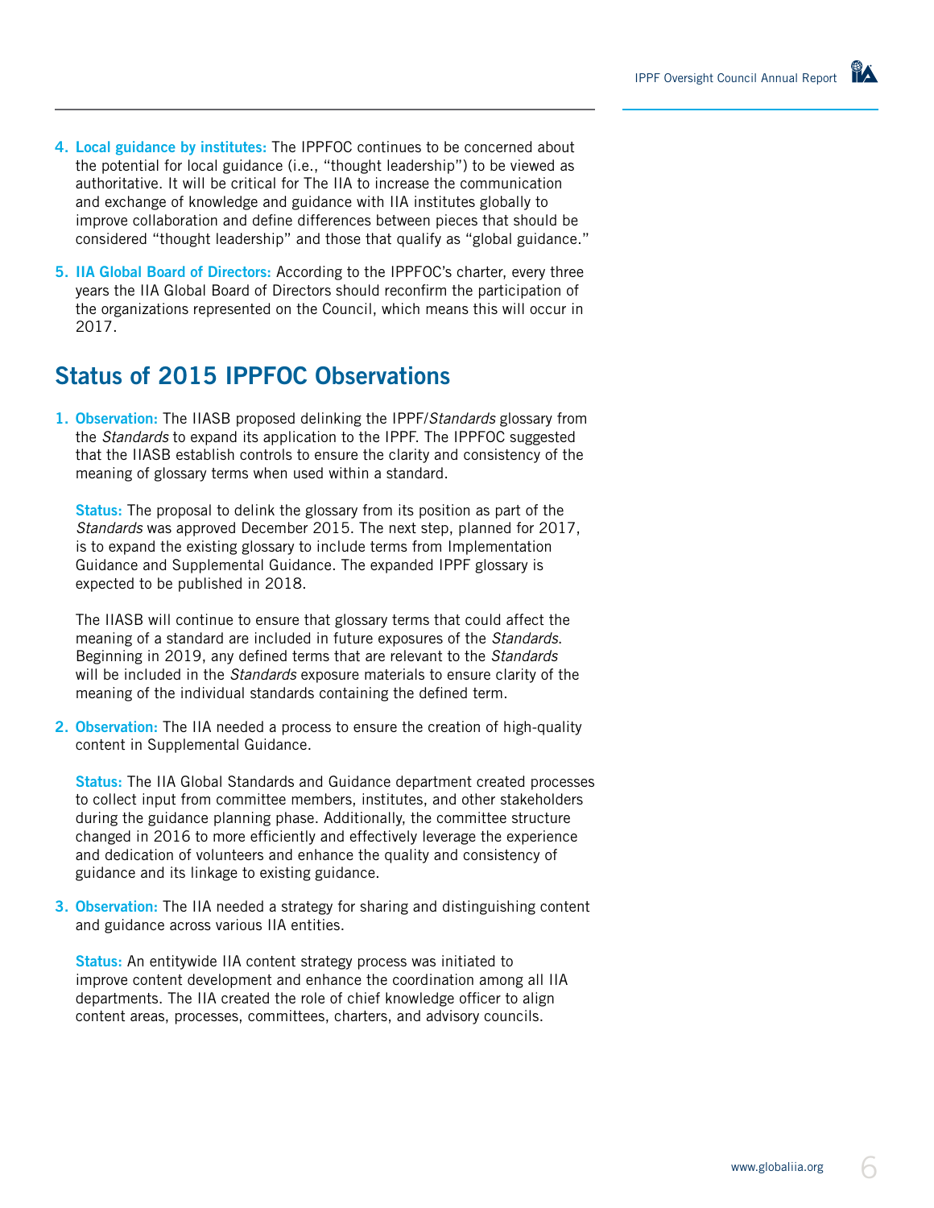4. **Local guidance by institutes:** The IPPFOC continues to be concerned about the potential for local guidance (i.e., "thought leadership") to be viewed as authoritative. It will be critical for The IIA to increase the communication and exchange of knowledge and guidance with IIA institutes globally to improve collaboration and define differences between pieces that should be considered "thought leadership" and those that qualify as "global guidance."

5. **IIA Global Board of Directors:** According to the IPPFOC's charter, every three years the IIA Global Board of Directors should reconfirm the participation of the organizations represented on the Council, which means this will occur in 2017.

## Status of 2015 IPPFOC Observations

1. **Observation:** The IIASB proposed delinking the IPPF/*Standards* glossary from the *Standards* to expand its application to the IPPF. The IPPFOC suggested that the IIASB establish controls to ensure the clarity and consistency of the meaning of glossary terms when used within a standard.

   **Status:** The proposal to delink the glossary from its position as part of the *Standards* was approved December 2015. The next step, planned for 2017, is to expand the existing glossary to include terms from Implementation Guidance and Supplemental Guidance. The expanded IPPF glossary is expected to be published in 2018.

   The IIASB will continue to ensure that glossary terms that could affect the meaning of a standard are included in future exposures of the *Standards*. Beginning in 2019, any defined terms that are relevant to the *Standards* will be included in the *Standards* exposure materials to ensure clarity of the meaning of the individual standards containing the defined term.

2. **Observation:** The IIA needed a process to ensure the creation of high-quality content in Supplemental Guidance.

   **Status:** The IIA Global Standards and Guidance department created processes to collect input from committee members, institutes, and other stakeholders during the guidance planning phase. Additionally, the committee structure changed in 2016 to more efficiently and effectively leverage the experience and dedication of volunteers and enhance the quality and consistency of guidance and its linkage to existing guidance.

3. **Observation:** The IIA needed a strategy for sharing and distinguishing content and guidance across various IIA entities.

   **Status:** An entitywide IIA content strategy process was initiated to improve content development and enhance the coordination among all IIA departments. The IIA created the role of chief knowledge officer to align content areas, processes, committees, charters, and advisory councils.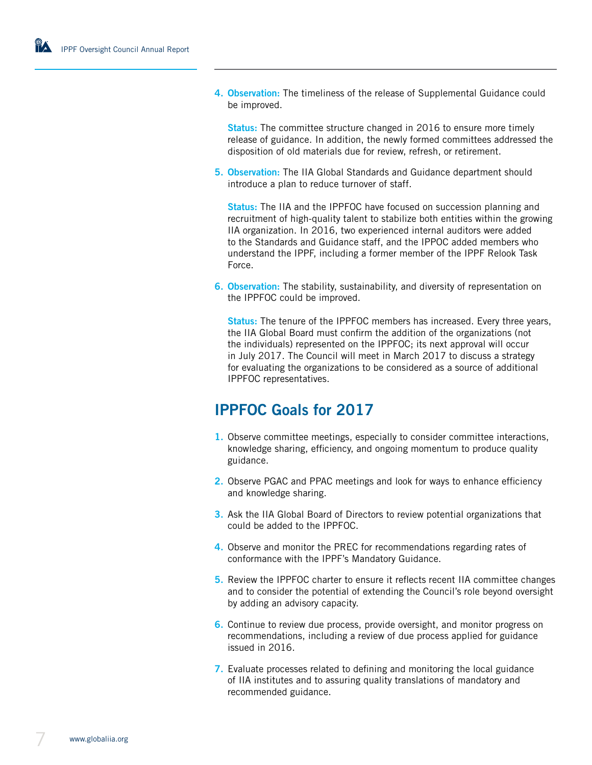4. **Observation:** The timeliness of the release of Supplemental Guidance could be improved.

   **Status:** The committee structure changed in 2016 to ensure more timely release of guidance. In addition, the newly formed committees addressed the disposition of old materials due for review, refresh, or retirement.

5. **Observation:** The IIA Global Standards and Guidance department should introduce a plan to reduce turnover of staff.

   **Status:** The IIA and the IPPFOC have focused on succession planning and recruitment of high-quality talent to stabilize both entities within the growing IIA organization. In 2016, two experienced internal auditors were added to the Standards and Guidance staff, and the IPPOC added members who understand the IPPF, including a former member of the IPPF Relook Task Force.

6. **Observation:** The stability, sustainability, and diversity of representation on the IPPFOC could be improved.

   **Status:** The tenure of the IPPFOC members has increased. Every three years, the IIA Global Board must confirm the addition of the organizations (not the individuals) represented on the IPPFOC; its next approval will occur in July 2017. The Council will meet in March 2017 to discuss a strategy for evaluating the organizations to be considered as a source of additional IPPFOC representatives.

## IPPFOC Goals for 2017

1. Observe committee meetings, especially to consider committee interactions, knowledge sharing, efficiency, and ongoing momentum to produce quality guidance.
2. Observe PGAC and PPAC meetings and look for ways to enhance efficiency and knowledge sharing.
3. Ask the IIA Global Board of Directors to review potential organizations that could be added to the IPPFOC.
4. Observe and monitor the PREC for recommendations regarding rates of conformance with the IPPF's Mandatory Guidance.
5. Review the IPPFOC charter to ensure it reflects recent IIA committee changes and to consider the potential of extending the Council's role beyond oversight by adding an advisory capacity.
6. Continue to review due process, provide oversight, and monitor progress on recommendations, including a review of due process applied for guidance issued in 2016.
7. Evaluate processes related to defining and monitoring the local guidance of IIA institutes and to assuring quality translations of mandatory and recommended guidance.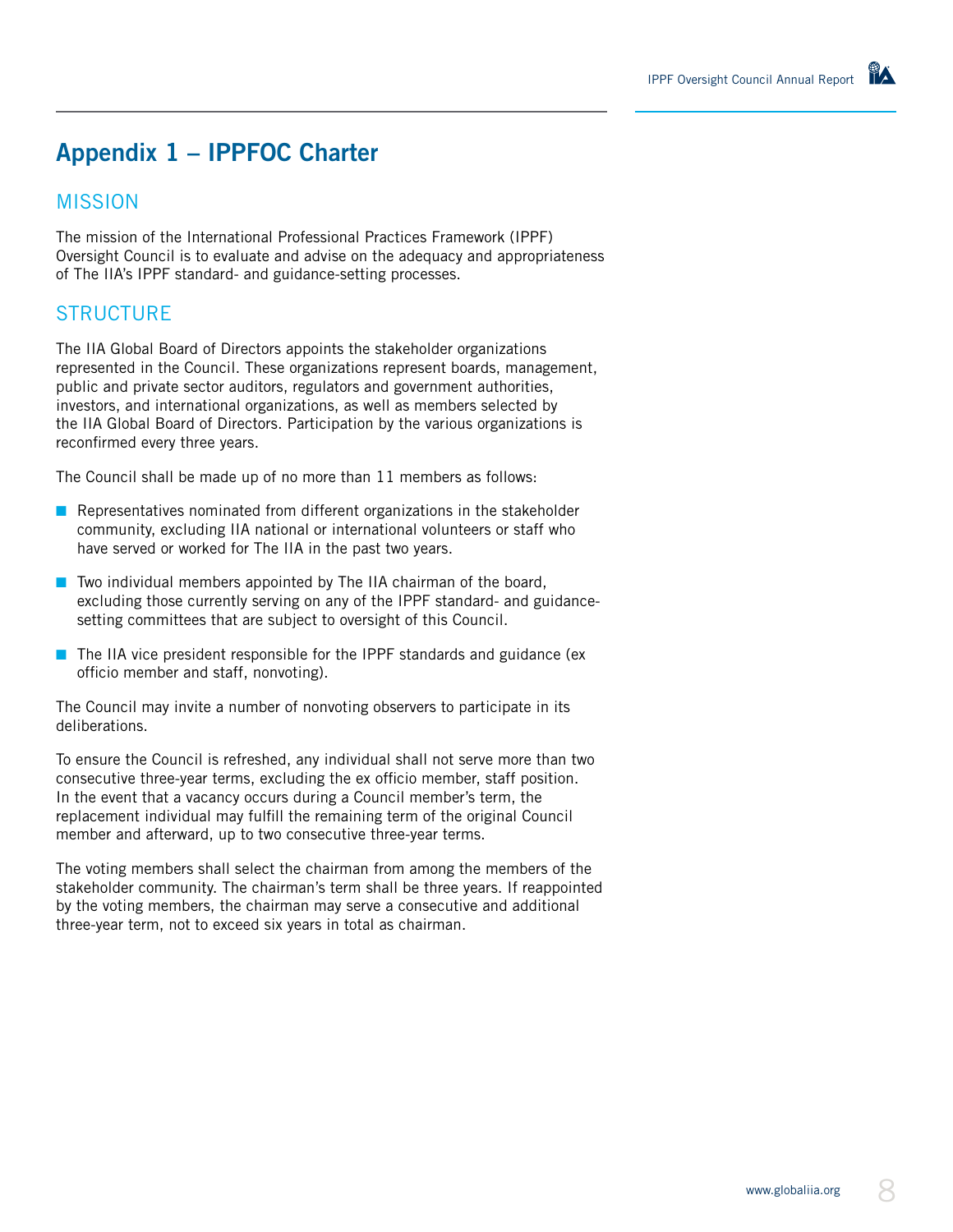# Appendix 1 – IPPFOC Charter

## MISSION

The mission of the International Professional Practices Framework (IPPF) Oversight Council is to evaluate and advise on the adequacy and appropriateness of The IIA's IPPF standard- and guidance-setting processes.

## STRUCTURE

The IIA Global Board of Directors appoints the stakeholder organizations represented in the Council. These organizations represent boards, management, public and private sector auditors, regulators and government authorities, investors, and international organizations, as well as members selected by the IIA Global Board of Directors. Participation by the various organizations is reconfirmed every three years.

The Council shall be made up of no more than 11 members as follows:

- Representatives nominated from different organizations in the stakeholder community, excluding IIA national or international volunteers or staff who have served or worked for The IIA in the past two years.
- Two individual members appointed by The IIA chairman of the board, excluding those currently serving on any of the IPPF standard- and guidance-setting committees that are subject to oversight of this Council.
- The IIA vice president responsible for the IPPF standards and guidance (ex officio member and staff, nonvoting).

The Council may invite a number of nonvoting observers to participate in its deliberations.

To ensure the Council is refreshed, any individual shall not serve more than two consecutive three-year terms, excluding the ex officio member, staff position. In the event that a vacancy occurs during a Council member's term, the replacement individual may fulfill the remaining term of the original Council member and afterward, up to two consecutive three-year terms.

The voting members shall select the chairman from among the members of the stakeholder community. The chairman's term shall be three years. If reappointed by the voting members, the chairman may serve a consecutive and additional three-year term, not to exceed six years in total as chairman.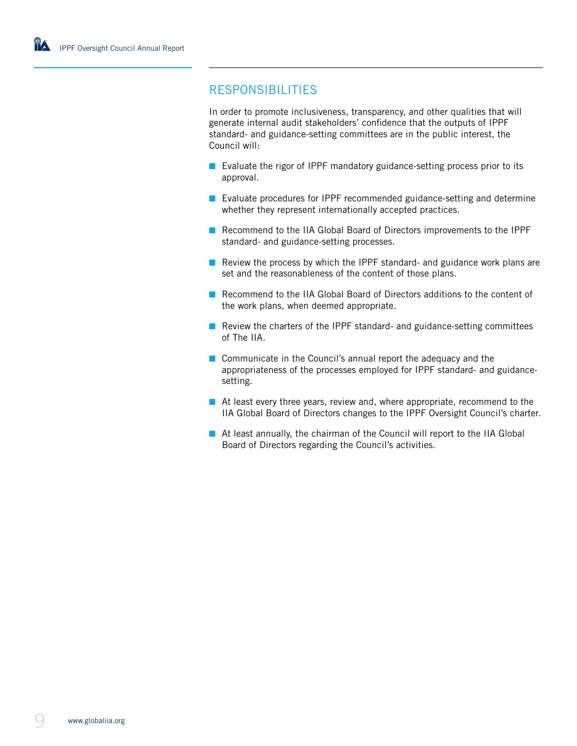## RESPONSIBILITIES

In order to promote inclusiveness, transparency, and other qualities that will generate internal audit stakeholders' confidence that the outputs of IPPF standard- and guidance-setting committees are in the public interest, the Council will:

- Evaluate the rigor of IPPF mandatory guidance-setting process prior to its approval.
- Evaluate procedures for IPPF recommended guidance-setting and determine whether they represent internationally accepted practices.
- Recommend to the IIA Global Board of Directors improvements to the IPPF standard- and guidance-setting processes.
- Review the process by which the IPPF standard- and guidance work plans are set and the reasonableness of the content of those plans.
- Recommend to the IIA Global Board of Directors additions to the content of the work plans, when deemed appropriate.
- Review the charters of the IPPF standard- and guidance-setting committees of The IIA.
- Communicate in the Council's annual report the adequacy and the appropriateness of the processes employed for IPPF standard- and guidance-setting.
- At least every three years, review and, where appropriate, recommend to the IIA Global Board of Directors changes to the IPPF Oversight Council's charter.
- At least annually, the chairman of the Council will report to the IIA Global Board of Directors regarding the Council's activities.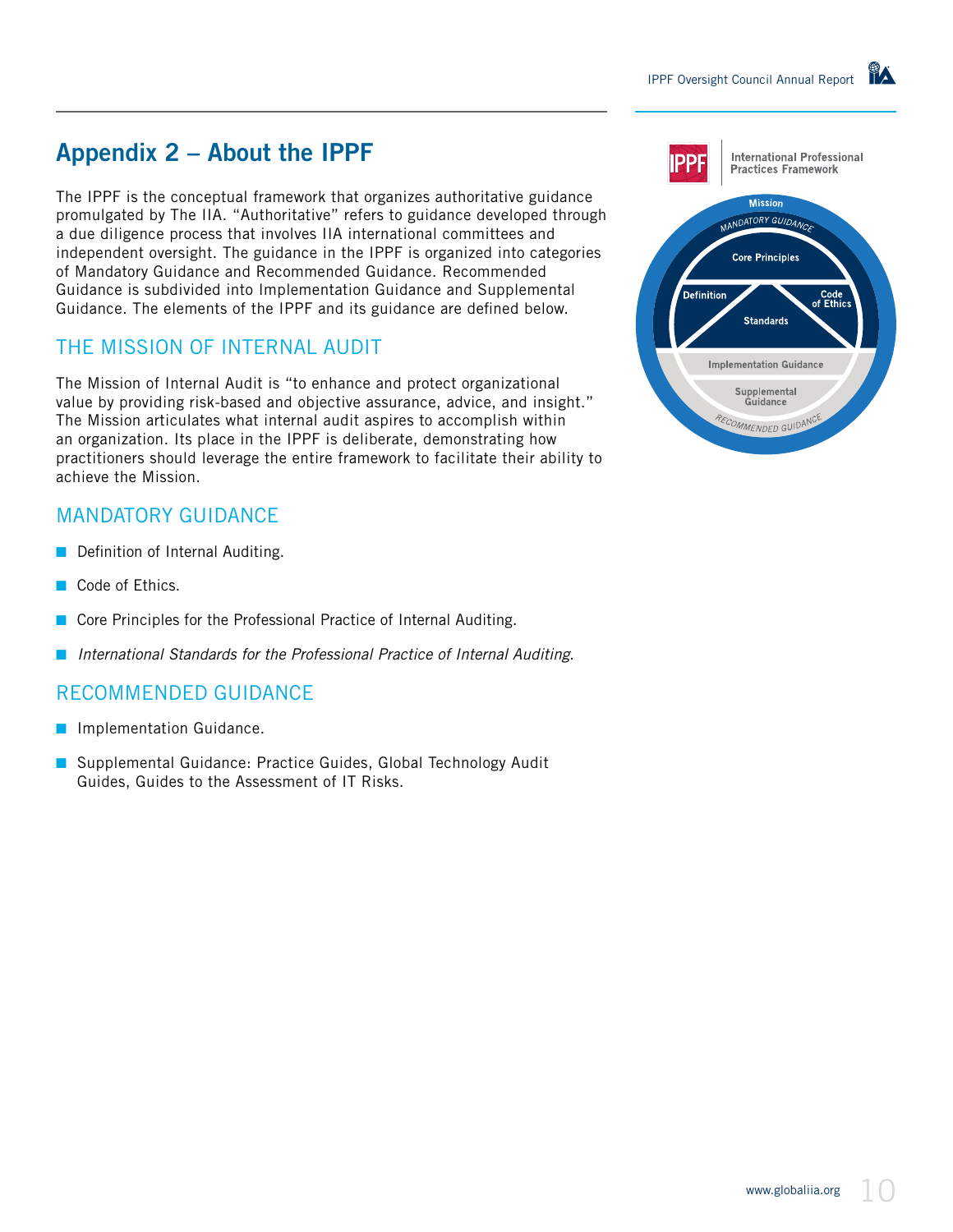## Appendix 2 – About the IPPF

The IPPF is the conceptual framework that organizes authoritative guidance promulgated by The IIA. "Authoritative" refers to guidance developed through a due diligence process that involves IIA international committees and independent oversight. The guidance in the IPPF is organized into categories of Mandatory Guidance and Recommended Guidance. Recommended Guidance is subdivided into Implementation Guidance and Supplemental Guidance. The elements of the IPPF and its guidance are defined below.

### THE MISSION OF INTERNAL AUDIT

The Mission of Internal Audit is "to enhance and protect organizational value by providing risk-based and objective assurance, advice, and insight." The Mission articulates what internal audit aspires to accomplish within an organization. Its place in the IPPF is deliberate, demonstrating how practitioners should leverage the entire framework to facilitate their ability to achieve the Mission.

### MANDATORY GUIDANCE

- Definition of Internal Auditing.
- Code of Ethics.
- Core Principles for the Professional Practice of Internal Auditing.
- *International Standards for the Professional Practice of Internal Auditing.*

### RECOMMENDED GUIDANCE

- Implementation Guidance.
- Supplemental Guidance: Practice Guides, Global Technology Audit Guides, Guides to the Assessment of IT Risks.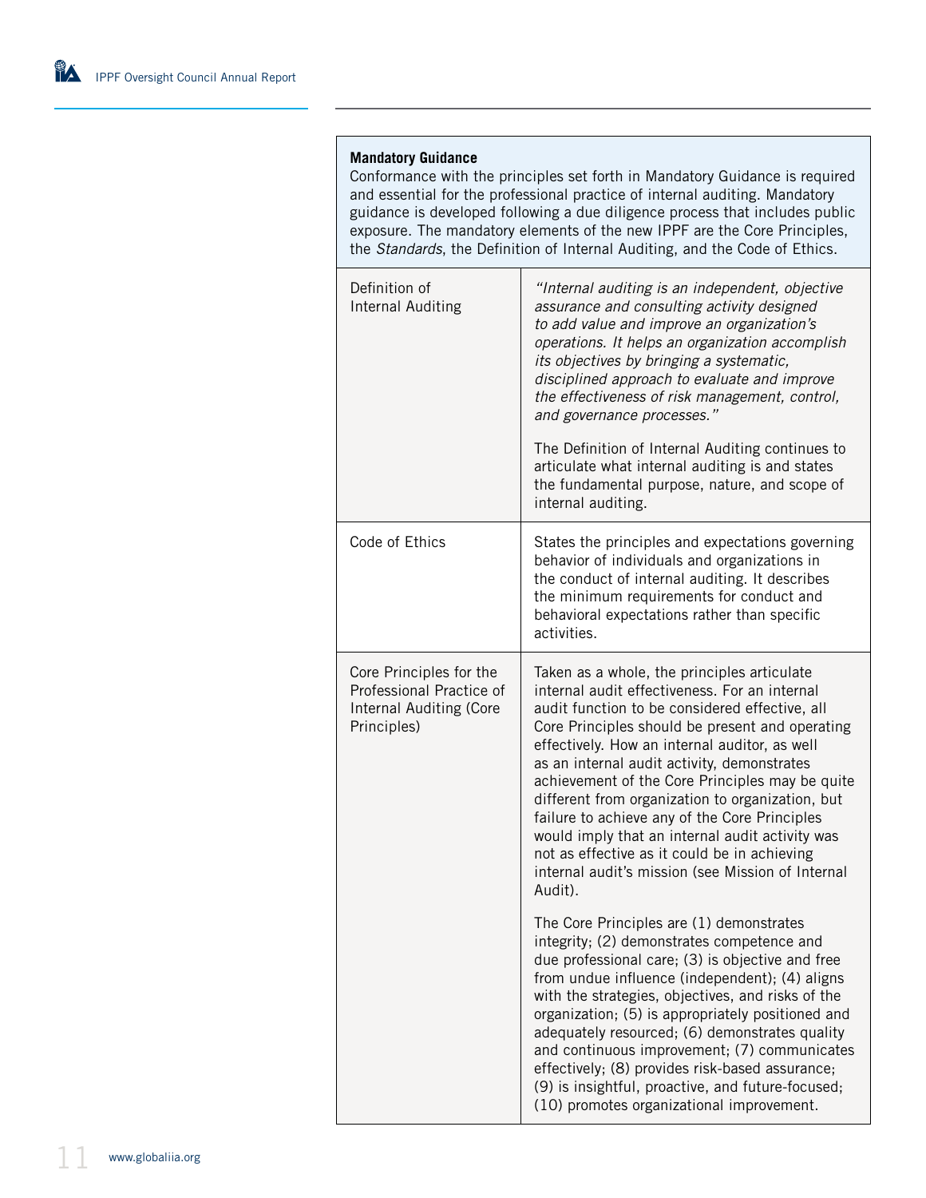**Mandatory Guidance**

Conformance with the principles set forth in Mandatory Guidance is required and essential for the professional practice of internal auditing. Mandatory guidance is developed following a due diligence process that includes public exposure. The mandatory elements of the new IPPF are the Core Principles, the *Standards*, the Definition of Internal Auditing, and the Code of Ethics.

| | |
|---|---|
| Definition of Internal Auditing | *"Internal auditing is an independent, objective assurance and consulting activity designed to add value and improve an organization's operations. It helps an organization accomplish its objectives by bringing a systematic, disciplined approach to evaluate and improve the effectiveness of risk management, control, and governance processes."*<br><br>The Definition of Internal Auditing continues to articulate what internal auditing is and states the fundamental purpose, nature, and scope of internal auditing. |
| Code of Ethics | States the principles and expectations governing behavior of individuals and organizations in the conduct of internal auditing. It describes the minimum requirements for conduct and behavioral expectations rather than specific activities. |
| Core Principles for the Professional Practice of Internal Auditing (Core Principles) | Taken as a whole, the principles articulate internal audit effectiveness. For an internal audit function to be considered effective, all Core Principles should be present and operating effectively. How an internal auditor, as well as an internal audit activity, demonstrates achievement of the Core Principles may be quite different from organization to organization, but failure to achieve any of the Core Principles would imply that an internal audit activity was not as effective as it could be in achieving internal audit's mission (see Mission of Internal Audit).<br><br>The Core Principles are (1) demonstrates integrity; (2) demonstrates competence and due professional care; (3) is objective and free from undue influence (independent); (4) aligns with the strategies, objectives, and risks of the organization; (5) is appropriately positioned and adequately resourced; (6) demonstrates quality and continuous improvement; (7) communicates effectively; (8) provides risk-based assurance; (9) is insightful, proactive, and future-focused; (10) promotes organizational improvement. |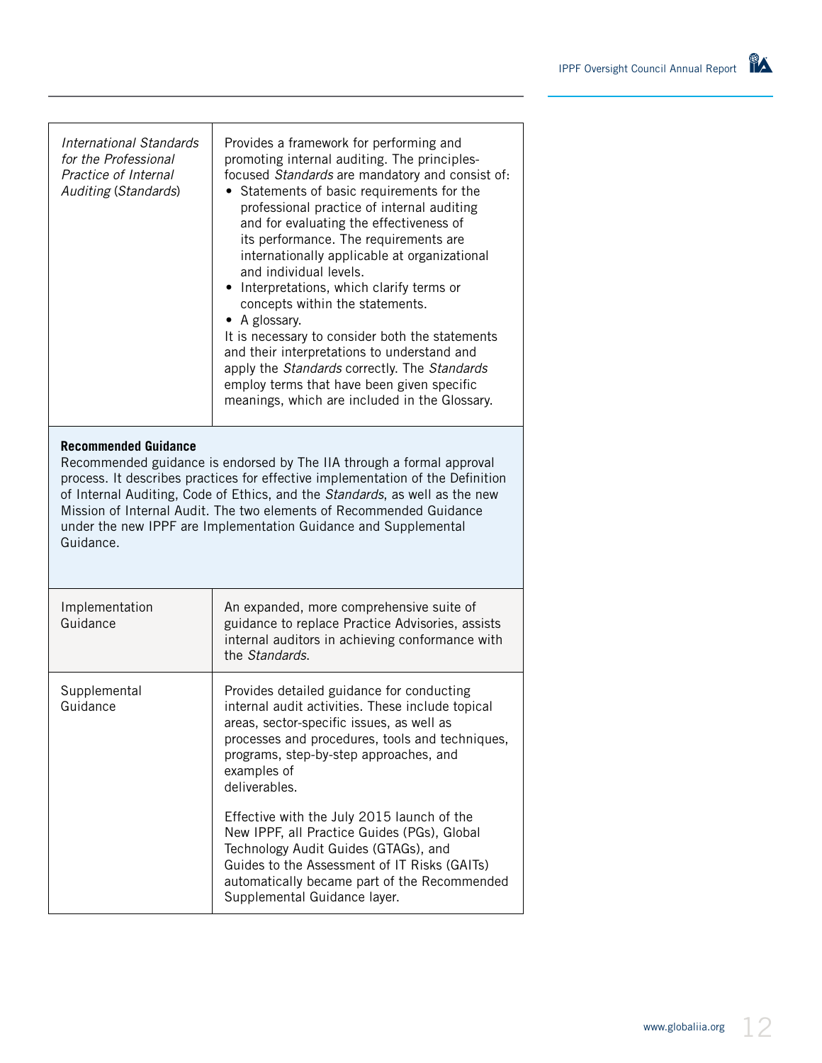| | |
|---|---|
| *International Standards for the Professional Practice of Internal Auditing* (*Standards*) | Provides a framework for performing and promoting internal auditing. The principles-focused *Standards* are mandatory and consist of:<br>• Statements of basic requirements for the professional practice of internal auditing and for evaluating the effectiveness of its performance. The requirements are internationally applicable at organizational and individual levels.<br>• Interpretations, which clarify terms or concepts within the statements.<br>• A glossary.<br>It is necessary to consider both the statements and their interpretations to understand and apply the *Standards* correctly. The *Standards* employ terms that have been given specific meanings, which are included in the Glossary. |

**Recommended Guidance**
Recommended guidance is endorsed by The IIA through a formal approval process. It describes practices for effective implementation of the Definition of Internal Auditing, Code of Ethics, and the *Standards*, as well as the new Mission of Internal Audit. The two elements of Recommended Guidance under the new IPPF are Implementation Guidance and Supplemental Guidance.

| | |
|---|---|
| Implementation Guidance | An expanded, more comprehensive suite of guidance to replace Practice Advisories, assists internal auditors in achieving conformance with the *Standards*. |
| Supplemental Guidance | Provides detailed guidance for conducting internal audit activities. These include topical areas, sector-specific issues, as well as processes and procedures, tools and techniques, programs, step-by-step approaches, and examples of deliverables.<br><br>Effective with the July 2015 launch of the New IPPF, all Practice Guides (PGs), Global Technology Audit Guides (GTAGs), and Guides to the Assessment of IT Risks (GAITs) automatically became part of the Recommended Supplemental Guidance layer. |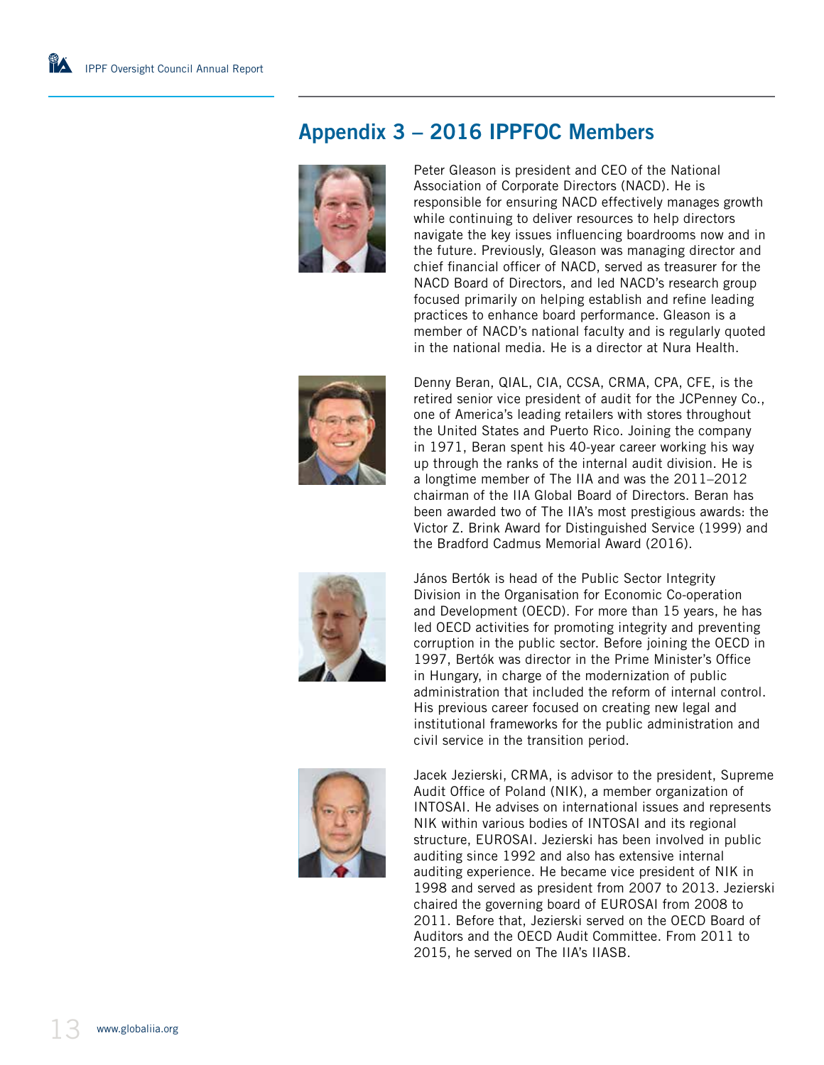## Appendix 3 – 2016 IPPFOC Members

Peter Gleason is president and CEO of the National Association of Corporate Directors (NACD). He is responsible for ensuring NACD effectively manages growth while continuing to deliver resources to help directors navigate the key issues influencing boardrooms now and in the future. Previously, Gleason was managing director and chief financial officer of NACD, served as treasurer for the NACD Board of Directors, and led NACD's research group focused primarily on helping establish and refine leading practices to enhance board performance. Gleason is a member of NACD's national faculty and is regularly quoted in the national media. He is a director at Nura Health.

Denny Beran, QIAL, CIA, CCSA, CRMA, CPA, CFE, is the retired senior vice president of audit for the JCPenney Co., one of America's leading retailers with stores throughout the United States and Puerto Rico. Joining the company in 1971, Beran spent his 40-year career working his way up through the ranks of the internal audit division. He is a longtime member of The IIA and was the 2011–2012 chairman of the IIA Global Board of Directors. Beran has been awarded two of The IIA's most prestigious awards: the Victor Z. Brink Award for Distinguished Service (1999) and the Bradford Cadmus Memorial Award (2016).

János Bertók is head of the Public Sector Integrity Division in the Organisation for Economic Co-operation and Development (OECD). For more than 15 years, he has led OECD activities for promoting integrity and preventing corruption in the public sector. Before joining the OECD in 1997, Bertók was director in the Prime Minister's Office in Hungary, in charge of the modernization of public administration that included the reform of internal control. His previous career focused on creating new legal and institutional frameworks for the public administration and civil service in the transition period.

Jacek Jezierski, CRMA, is advisor to the president, Supreme Audit Office of Poland (NIK), a member organization of INTOSAI. He advises on international issues and represents NIK within various bodies of INTOSAI and its regional structure, EUROSAI. Jezierski has been involved in public auditing since 1992 and also has extensive internal auditing experience. He became vice president of NIK in 1998 and served as president from 2007 to 2013. Jezierski chaired the governing board of EUROSAI from 2008 to 2011. Before that, Jezierski served on the OECD Board of Auditors and the OECD Audit Committee. From 2011 to 2015, he served on The IIA's IIASB.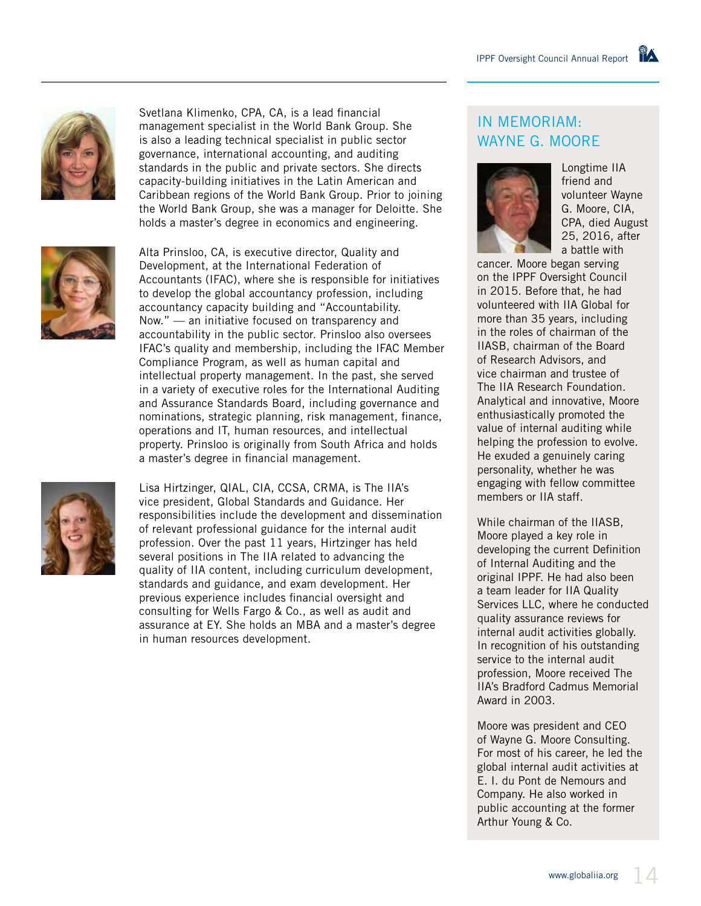Svetlana Klimenko, CPA, CA, is a lead financial management specialist in the World Bank Group. She is also a leading technical specialist in public sector governance, international accounting, and auditing standards in the public and private sectors. She directs capacity-building initiatives in the Latin American and Caribbean regions of the World Bank Group. Prior to joining the World Bank Group, she was a manager for Deloitte. She holds a master's degree in economics and engineering.

Alta Prinsloo, CA, is executive director, Quality and Development, at the International Federation of Accountants (IFAC), where she is responsible for initiatives to develop the global accountancy profession, including accountancy capacity building and "Accountability. Now." — an initiative focused on transparency and accountability in the public sector. Prinsloo also oversees IFAC's quality and membership, including the IFAC Member Compliance Program, as well as human capital and intellectual property management. In the past, she served in a variety of executive roles for the International Auditing and Assurance Standards Board, including governance and nominations, strategic planning, risk management, finance, operations and IT, human resources, and intellectual property. Prinsloo is originally from South Africa and holds a master's degree in financial management.

Lisa Hirtzinger, QIAL, CIA, CCSA, CRMA, is The IIA's vice president, Global Standards and Guidance. Her responsibilities include the development and dissemination of relevant professional guidance for the internal audit profession. Over the past 11 years, Hirtzinger has held several positions in The IIA related to advancing the quality of IIA content, including curriculum development, standards and guidance, and exam development. Her previous experience includes financial oversight and consulting for Wells Fargo & Co., as well as audit and assurance at EY. She holds an MBA and a master's degree in human resources development.

## IN MEMORIAM: WAYNE G. MOORE

Longtime IIA friend and volunteer Wayne G. Moore, CIA, CPA, died August 25, 2016, after a battle with cancer. Moore began serving on the IPPF Oversight Council in 2015. Before that, he had volunteered with IIA Global for more than 35 years, including in the roles of chairman of the IIASB, chairman of the Board of Research Advisors, and vice chairman and trustee of The IIA Research Foundation. Analytical and innovative, Moore enthusiastically promoted the value of internal auditing while helping the profession to evolve. He exuded a genuinely caring personality, whether he was engaging with fellow committee members or IIA staff.

While chairman of the IIASB, Moore played a key role in developing the current Definition of Internal Auditing and the original IPPF. He had also been a team leader for IIA Quality Services LLC, where he conducted quality assurance reviews for internal audit activities globally. In recognition of his outstanding service to the internal audit profession, Moore received The IIA's Bradford Cadmus Memorial Award in 2003.

Moore was president and CEO of Wayne G. Moore Consulting. For most of his career, he led the global internal audit activities at E. I. du Pont de Nemours and Company. He also worked in public accounting at the former Arthur Young & Co.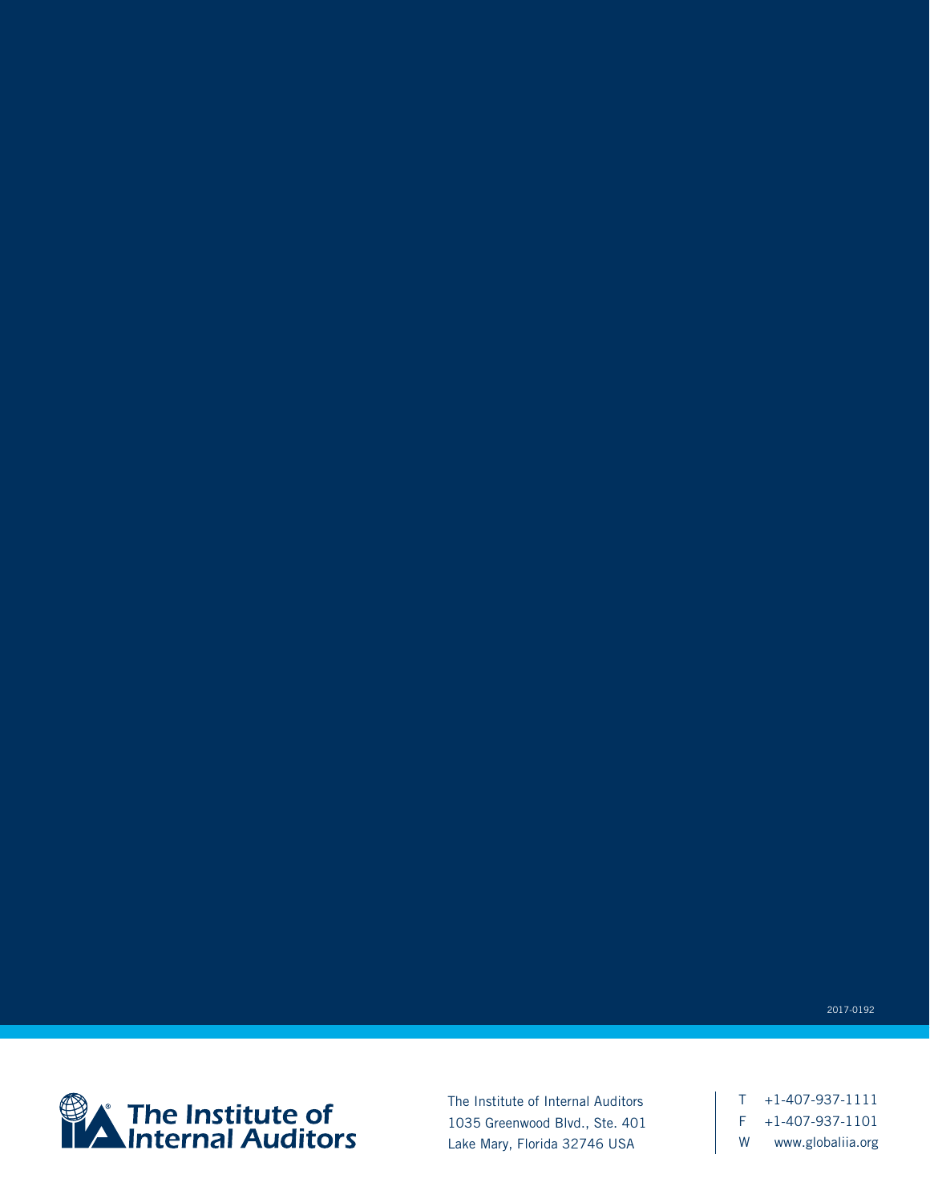2017-0192

The Institute of Internal Auditors

The Institute of Internal Auditors
1035 Greenwood Blvd., Ste. 401
Lake Mary, Florida 32746 USA

T +1-407-937-1111
F +1-407-937-1101
W www.globaliia.org